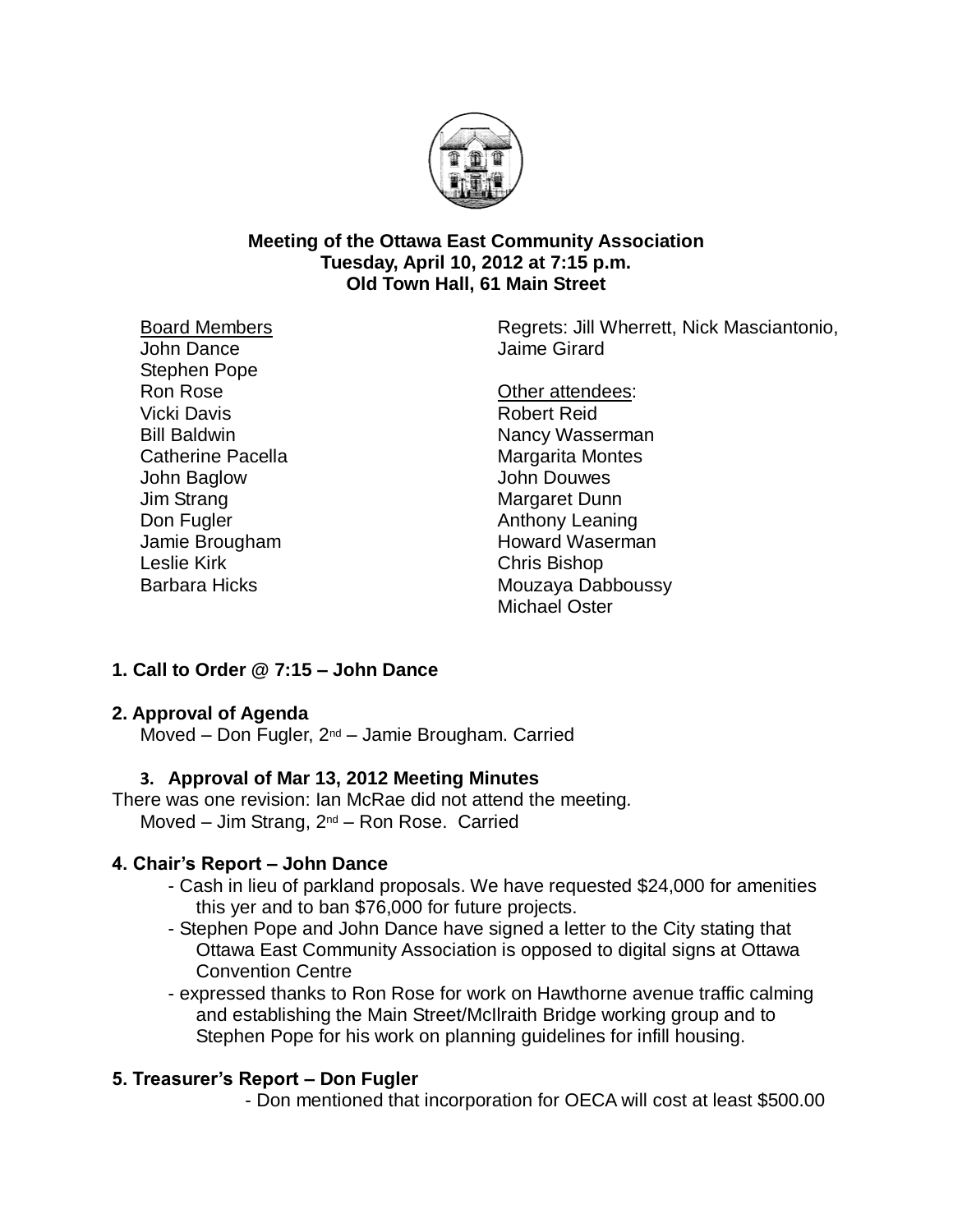**Meeting of the Ottawa East Community Association**
**Tuesday, April 10, 2012 at 7:15 p.m.**
**Old Town Hall, 61 Main Street**

Board Members
John Dance
Stephen Pope
Ron Rose
Vicki Davis
Bill Baldwin
Catherine Pacella
John Baglow
Jim Strang
Don Fugler
Jamie Brougham
Leslie Kirk
Barbara Hicks

Regrets: Jill Wherrett, Nick Masciantonio, Jaime Girard

Other attendees:
Robert Reid
Nancy Wasserman
Margarita Montes
John Douwes
Margaret Dunn
Anthony Leaning
Howard Waserman
Chris Bishop
Mouzaya Dabboussy
Michael Oster

**1. Call to Order @ 7:15 – John Dance**

**2. Approval of Agenda**

Moved – Don Fugler, 2nd – Jamie Brougham. Carried

**3. Approval of Mar 13, 2012 Meeting Minutes**

There was one revision: Ian McRae did not attend the meeting.
Moved – Jim Strang, 2nd – Ron Rose. Carried

**4. Chair's Report – John Dance**

- Cash in lieu of parkland proposals. We have requested $24,000 for amenities this yer and to ban $76,000 for future projects.
- Stephen Pope and John Dance have signed a letter to the City stating that Ottawa East Community Association is opposed to digital signs at Ottawa Convention Centre
- expressed thanks to Ron Rose for work on Hawthorne avenue traffic calming and establishing the Main Street/McIlraith Bridge working group and to Stephen Pope for his work on planning guidelines for infill housing.

**5. Treasurer's Report – Don Fugler**

- Don mentioned that incorporation for OECA will cost at least $500.00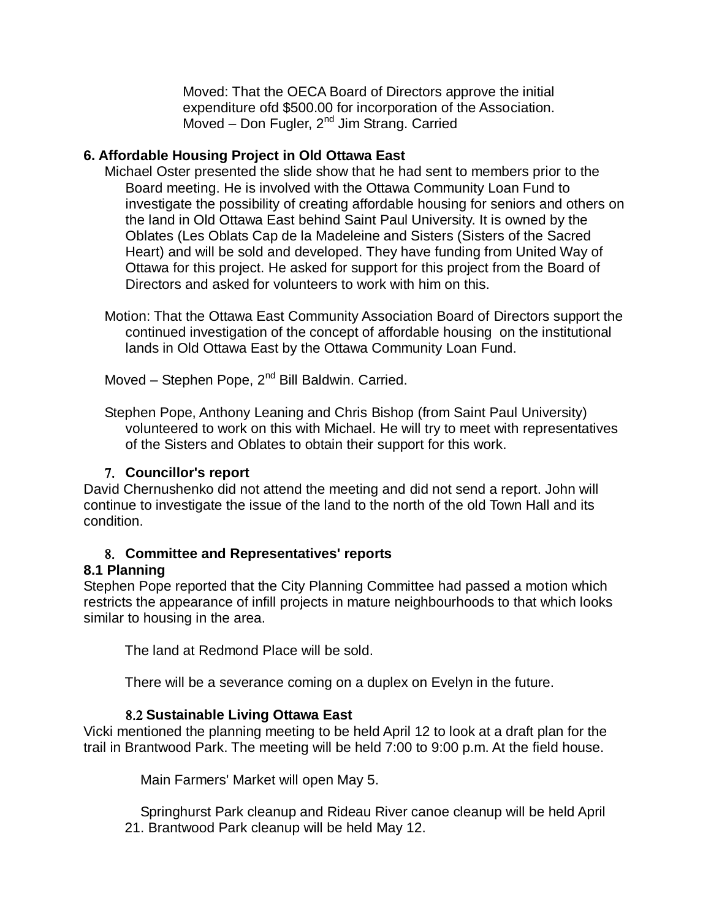Moved: That the OECA Board of Directors approve the initial expenditure ofd $500.00 for incorporation of the Association. Moved – Don Fugler, 2nd Jim Strang. Carried

**6. Affordable Housing Project in Old Ottawa East**

Michael Oster presented the slide show that he had sent to members prior to the Board meeting. He is involved with the Ottawa Community Loan Fund to investigate the possibility of creating affordable housing for seniors and others on the land in Old Ottawa East behind Saint Paul University. It is owned by the Oblates (Les Oblats Cap de la Madeleine and Sisters (Sisters of the Sacred Heart) and will be sold and developed. They have funding from United Way of Ottawa for this project. He asked for support for this project from the Board of Directors and asked for volunteers to work with him on this.

Motion: That the Ottawa East Community Association Board of Directors support the continued investigation of the concept of affordable housing on the institutional lands in Old Ottawa East by the Ottawa Community Loan Fund.

Moved – Stephen Pope, 2nd Bill Baldwin. Carried.

Stephen Pope, Anthony Leaning and Chris Bishop (from Saint Paul University) volunteered to work on this with Michael. He will try to meet with representatives of the Sisters and Oblates to obtain their support for this work.

**7. Councillor's report**

David Chernushenko did not attend the meeting and did not send a report. John will continue to investigate the issue of the land to the north of the old Town Hall and its condition.

**8. Committee and Representatives' reports**

**8.1 Planning**

Stephen Pope reported that the City Planning Committee had passed a motion which restricts the appearance of infill projects in mature neighbourhoods to that which looks similar to housing in the area.

The land at Redmond Place will be sold.

There will be a severance coming on a duplex on Evelyn in the future.

**8.2 Sustainable Living Ottawa East**

Vicki mentioned the planning meeting to be held April 12 to look at a draft plan for the trail in Brantwood Park. The meeting will be held 7:00 to 9:00 p.m. At the field house.

Main Farmers' Market will open May 5.

Springhurst Park cleanup and Rideau River canoe cleanup will be held April 21. Brantwood Park cleanup will be held May 12.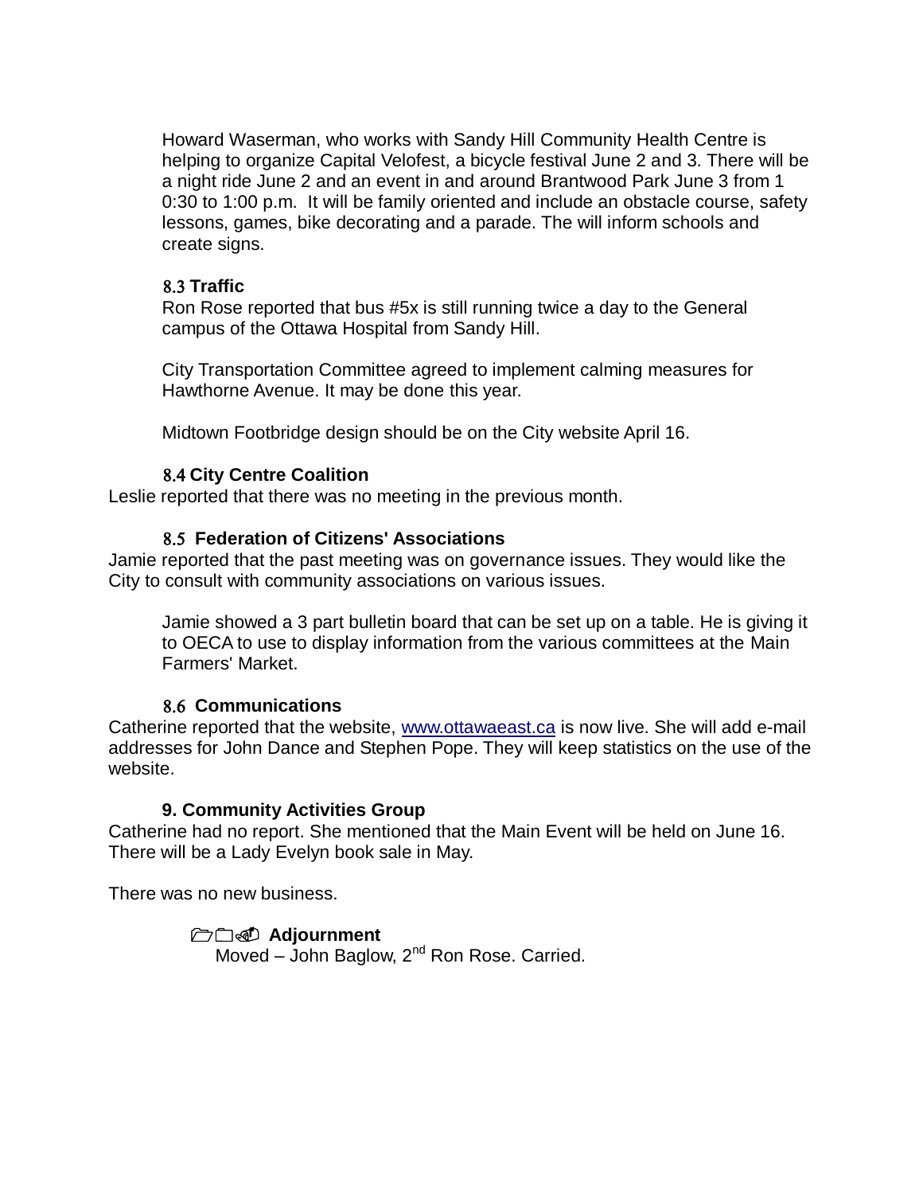Howard Waserman, who works with Sandy Hill Community Health Centre is helping to organize Capital Velofest, a bicycle festival June 2 and 3. There will be a night ride June 2 and an event in and around Brantwood Park June 3 from 1 0:30 to 1:00 p.m. It will be family oriented and include an obstacle course, safety lessons, games, bike decorating and a parade. The will inform schools and create signs.

### 8.3 Traffic

Ron Rose reported that bus #5x is still running twice a day to the General campus of the Ottawa Hospital from Sandy Hill.

City Transportation Committee agreed to implement calming measures for Hawthorne Avenue. It may be done this year.

Midtown Footbridge design should be on the City website April 16.

### 8.4 City Centre Coalition

Leslie reported that there was no meeting in the previous month.

### 8.5 Federation of Citizens' Associations

Jamie reported that the past meeting was on governance issues. They would like the City to consult with community associations on various issues.

Jamie showed a 3 part bulletin board that can be set up on a table. He is giving it to OECA to use to display information from the various committees at the Main Farmers' Market.

### 8.6 Communications

Catherine reported that the website, www.ottawaeast.ca is now live. She will add e-mail addresses for John Dance and Stephen Pope. They will keep statistics on the use of the website.

### 9. Community Activities Group

Catherine had no report. She mentioned that the Main Event will be held on June 16. There will be a Lady Evelyn book sale in May.

There was no new business.

### Adjournment

Moved – John Baglow, 2nd Ron Rose. Carried.